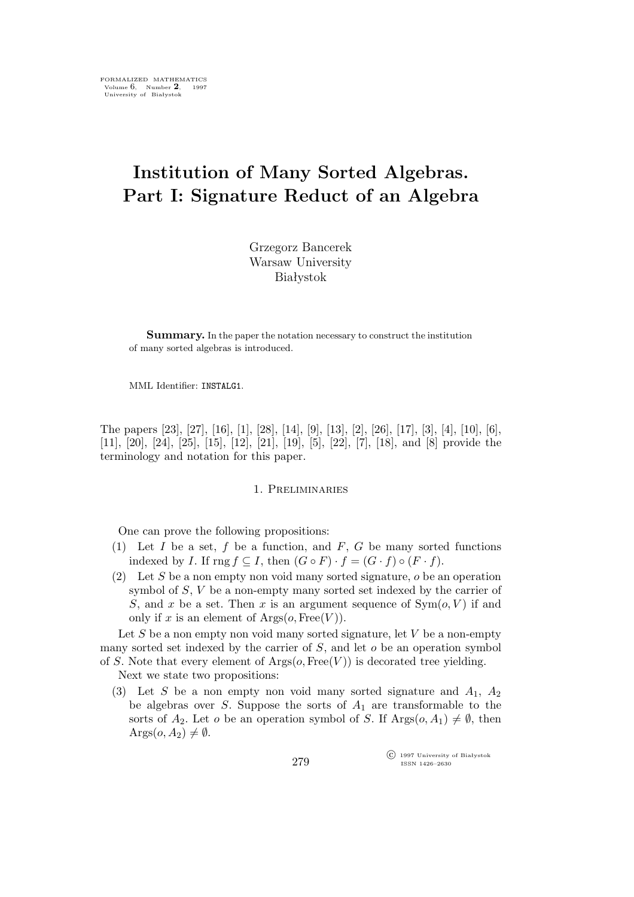# Institution of Many Sorted Algebras. Part I: Signature Reduct of an Algebra

Grzegorz Bancerek
Warsaw University
Białystok

**Summary.** In the paper the notation necessary to construct the institution of many sorted algebras is introduced.

MML Identifier: INSTALG1.

The papers [23], [27], [16], [1], [28], [14], [9], [13], [2], [26], [17], [3], [4], [10], [6], [11], [20], [24], [25], [15], [12], [21], [19], [5], [22], [7], [18], and [8] provide the terminology and notation for this paper.

## 1. Preliminaries

One can prove the following propositions:

(1) Let $I$ be a set, $f$ be a function, and $F$, $G$ be many sorted functions indexed by $I$. If $\operatorname{rng} f \subseteq I$, then $(G \circ F) \cdot f = (G \cdot f) \circ (F \cdot f)$.

(2) Let $S$ be a non empty non void many sorted signature, $o$ be an operation symbol of $S$, $V$ be a non-empty many sorted set indexed by the carrier of $S$, and $x$ be a set. Then $x$ is an argument sequence of $\operatorname{Sym}(o, V)$ if and only if $x$ is an element of $\operatorname{Args}(o, \operatorname{Free}(V))$.

Let $S$ be a non empty non void many sorted signature, let $V$ be a non-empty many sorted set indexed by the carrier of $S$, and let $o$ be an operation symbol of $S$. Note that every element of $\operatorname{Args}(o, \operatorname{Free}(V))$ is decorated tree yielding.

Next we state two propositions:

(3) Let $S$ be a non empty non void many sorted signature and $A_1$, $A_2$ be algebras over $S$. Suppose the sorts of $A_1$ are transformable to the sorts of $A_2$. Let $o$ be an operation symbol of $S$. If $\operatorname{Args}(o, A_1) \neq \emptyset$, then $\operatorname{Args}(o, A_2) \neq \emptyset$.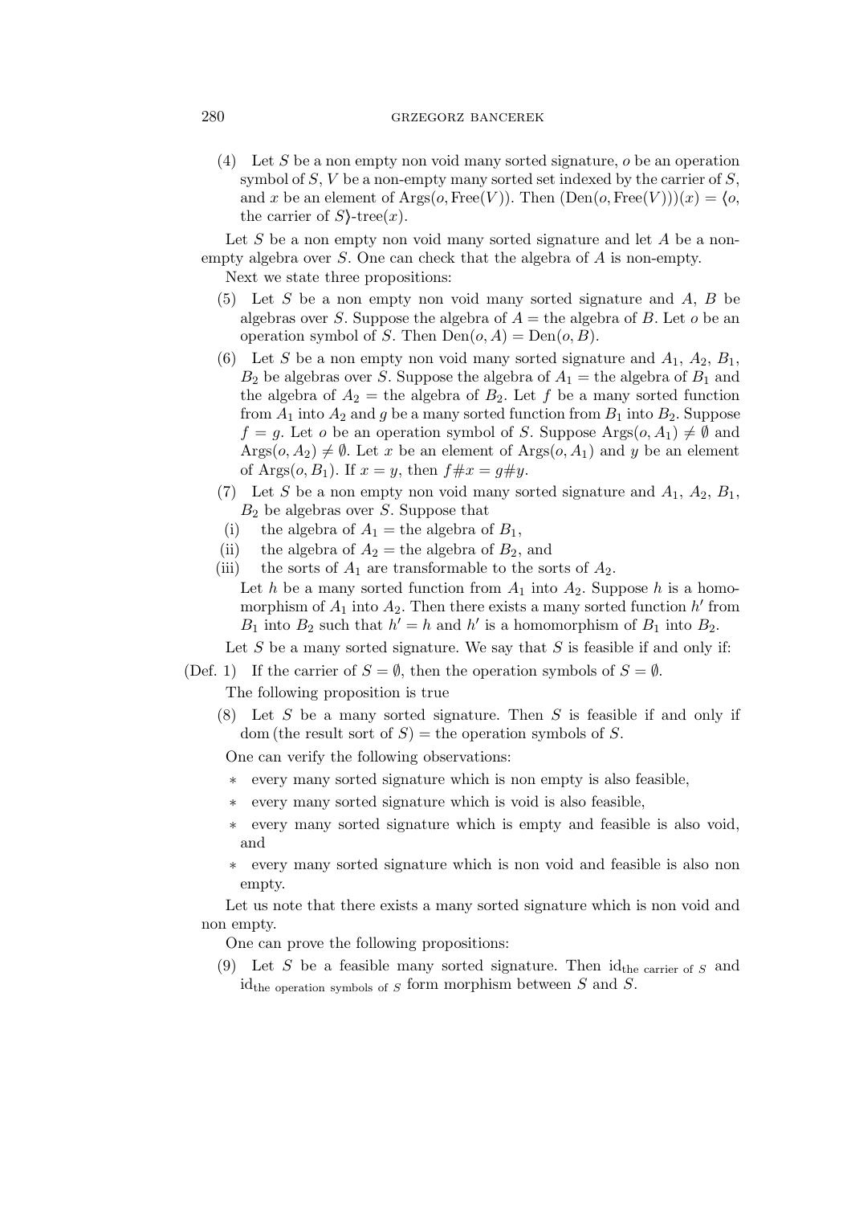(4) Let $S$ be a non empty non void many sorted signature, $o$ be an operation symbol of $S$, $V$ be a non-empty many sorted set indexed by the carrier of $S$, and $x$ be an element of $\mathrm{Args}(o, \mathrm{Free}(V))$. Then $(\mathrm{Den}(o, \mathrm{Free}(V)))(x) = \langle o,$ the carrier of $S\rangle$-tree$(x)$.

Let $S$ be a non empty non void many sorted signature and let $A$ be a non-empty algebra over $S$. One can check that the algebra of $A$ is non-empty.

Next we state three propositions:

(5) Let $S$ be a non empty non void many sorted signature and $A$, $B$ be algebras over $S$. Suppose the algebra of $A =$ the algebra of $B$. Let $o$ be an operation symbol of $S$. Then $\mathrm{Den}(o, A) = \mathrm{Den}(o, B)$.

(6) Let $S$ be a non empty non void many sorted signature and $A_1$, $A_2$, $B_1$, $B_2$ be algebras over $S$. Suppose the algebra of $A_1 =$ the algebra of $B_1$ and the algebra of $A_2 =$ the algebra of $B_2$. Let $f$ be a many sorted function from $A_1$ into $A_2$ and $g$ be a many sorted function from $B_1$ into $B_2$. Suppose $f = g$. Let $o$ be an operation symbol of $S$. Suppose $\mathrm{Args}(o, A_1) \neq \emptyset$ and $\mathrm{Args}(o, A_2) \neq \emptyset$. Let $x$ be an element of $\mathrm{Args}(o, A_1)$ and $y$ be an element of $\mathrm{Args}(o, B_1)$. If $x = y$, then $f\#x = g\#y$.

(7) Let $S$ be a non empty non void many sorted signature and $A_1$, $A_2$, $B_1$, $B_2$ be algebras over $S$. Suppose that

(i) the algebra of $A_1 =$ the algebra of $B_1$,

(ii) the algebra of $A_2 =$ the algebra of $B_2$, and

(iii) the sorts of $A_1$ are transformable to the sorts of $A_2$.

Let $h$ be a many sorted function from $A_1$ into $A_2$. Suppose $h$ is a homomorphism of $A_1$ into $A_2$. Then there exists a many sorted function $h'$ from $B_1$ into $B_2$ such that $h' = h$ and $h'$ is a homomorphism of $B_1$ into $B_2$.

Let $S$ be a many sorted signature. We say that $S$ is feasible if and only if:

(Def. 1) If the carrier of $S = \emptyset$, then the operation symbols of $S = \emptyset$.

The following proposition is true

(8) Let $S$ be a many sorted signature. Then $S$ is feasible if and only if dom (the result sort of $S$) = the operation symbols of $S$.

One can verify the following observations:

* every many sorted signature which is non empty is also feasible,
* every many sorted signature which is void is also feasible,
* every many sorted signature which is empty and feasible is also void, and
* every many sorted signature which is non void and feasible is also non empty.

Let us note that there exists a many sorted signature which is non void and non empty.

One can prove the following propositions:

(9) Let $S$ be a feasible many sorted signature. Then $\mathrm{id}_{\text{the carrier of } S}$ and $\mathrm{id}_{\text{the operation symbols of } S}$ form morphism between $S$ and $S$.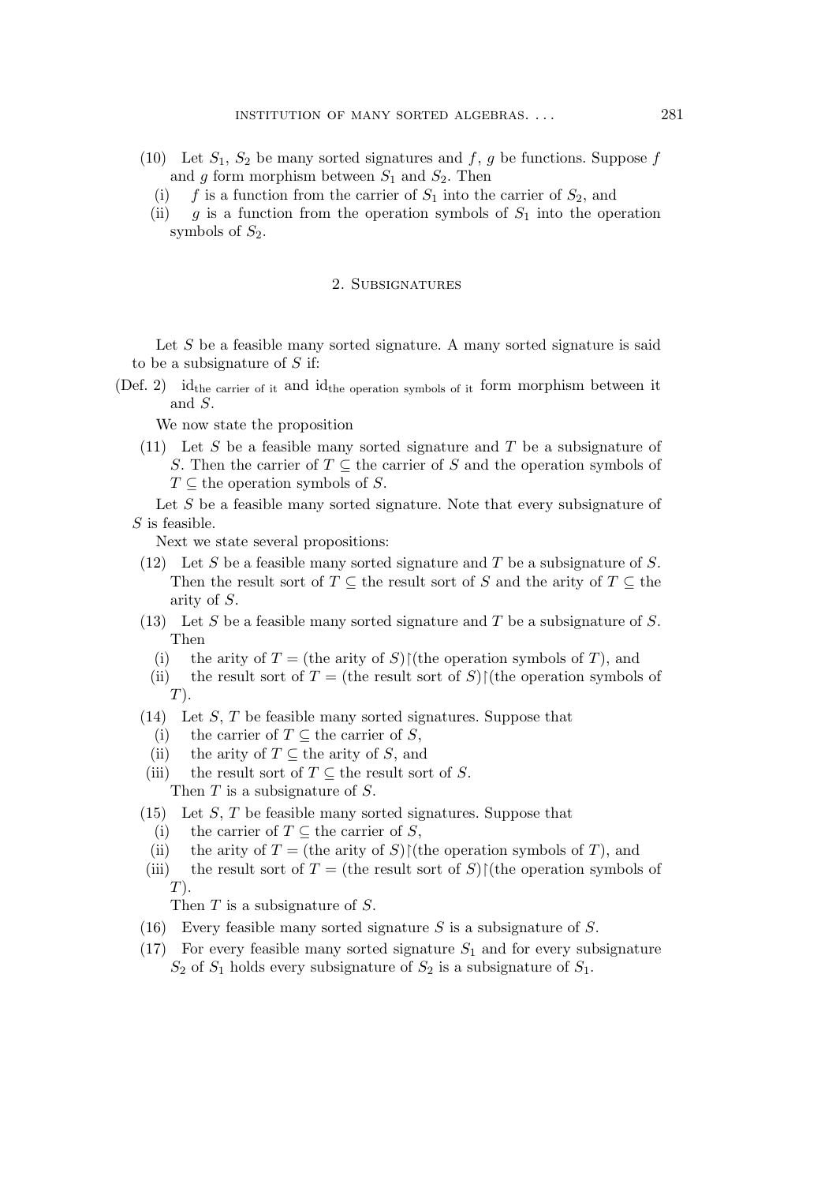(10) Let $S_1$, $S_2$ be many sorted signatures and $f$, $g$ be functions. Suppose $f$ and $g$ form morphism between $S_1$ and $S_2$. Then

- (i) $f$ is a function from the carrier of $S_1$ into the carrier of $S_2$, and
- (ii) $g$ is a function from the operation symbols of $S_1$ into the operation symbols of $S_2$.

## 2. Subsignatures

Let $S$ be a feasible many sorted signature. A many sorted signature is said to be a subsignature of $S$ if:

(Def. 2) $\mathrm{id}_{\text{the carrier of it}}$ and $\mathrm{id}_{\text{the operation symbols of it}}$ form morphism between it and $S$.

We now state the proposition

(11) Let $S$ be a feasible many sorted signature and $T$ be a subsignature of $S$. Then the carrier of $T \subseteq$ the carrier of $S$ and the operation symbols of $T \subseteq$ the operation symbols of $S$.

Let $S$ be a feasible many sorted signature. Note that every subsignature of $S$ is feasible.

Next we state several propositions:

(12) Let $S$ be a feasible many sorted signature and $T$ be a subsignature of $S$. Then the result sort of $T \subseteq$ the result sort of $S$ and the arity of $T \subseteq$ the arity of $S$.

(13) Let $S$ be a feasible many sorted signature and $T$ be a subsignature of $S$. Then

- (i) the arity of $T =$ (the arity of $S$)$\restriction$(the operation symbols of $T$), and
- (ii) the result sort of $T =$ (the result sort of $S$)$\restriction$(the operation symbols of $T$).

(14) Let $S$, $T$ be feasible many sorted signatures. Suppose that

- (i) the carrier of $T \subseteq$ the carrier of $S$,
- (ii) the arity of $T \subseteq$ the arity of $S$, and
- (iii) the result sort of $T \subseteq$ the result sort of $S$.

Then $T$ is a subsignature of $S$.

(15) Let $S$, $T$ be feasible many sorted signatures. Suppose that

- (i) the carrier of $T \subseteq$ the carrier of $S$,
- (ii) the arity of $T =$ (the arity of $S$)$\restriction$(the operation symbols of $T$), and
- (iii) the result sort of $T =$ (the result sort of $S$)$\restriction$(the operation symbols of $T$).

Then $T$ is a subsignature of $S$.

(16) Every feasible many sorted signature $S$ is a subsignature of $S$.

(17) For every feasible many sorted signature $S_1$ and for every subsignature $S_2$ of $S_1$ holds every subsignature of $S_2$ is a subsignature of $S_1$.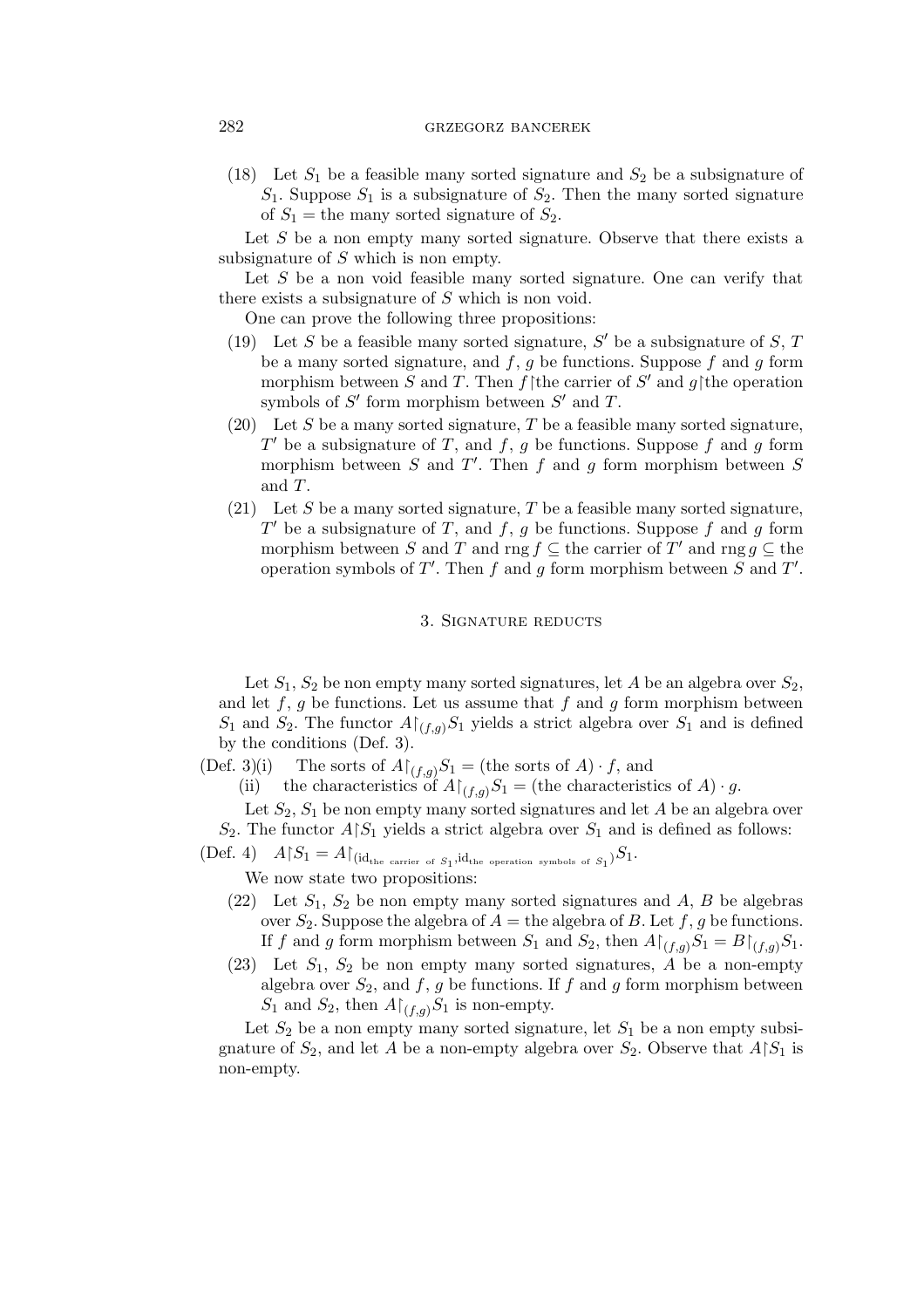(18) Let $S_1$ be a feasible many sorted signature and $S_2$ be a subsignature of $S_1$. Suppose $S_1$ is a subsignature of $S_2$. Then the many sorted signature of $S_1$ = the many sorted signature of $S_2$.

Let $S$ be a non empty many sorted signature. Observe that there exists a subsignature of $S$ which is non empty.

Let $S$ be a non void feasible many sorted signature. One can verify that there exists a subsignature of $S$ which is non void.

One can prove the following three propositions:

(19) Let $S$ be a feasible many sorted signature, $S'$ be a subsignature of $S$, $T$ be a many sorted signature, and $f$, $g$ be functions. Suppose $f$ and $g$ form morphism between $S$ and $T$. Then $f{\restriction}$the carrier of $S'$ and $g{\restriction}$the operation symbols of $S'$ form morphism between $S'$ and $T$.

(20) Let $S$ be a many sorted signature, $T$ be a feasible many sorted signature, $T'$ be a subsignature of $T$, and $f$, $g$ be functions. Suppose $f$ and $g$ form morphism between $S$ and $T'$. Then $f$ and $g$ form morphism between $S$ and $T$.

(21) Let $S$ be a many sorted signature, $T$ be a feasible many sorted signature, $T'$ be a subsignature of $T$, and $f$, $g$ be functions. Suppose $f$ and $g$ form morphism between $S$ and $T$ and $\operatorname{rng} f \subseteq$ the carrier of $T'$ and $\operatorname{rng} g \subseteq$ the operation symbols of $T'$. Then $f$ and $g$ form morphism between $S$ and $T'$.

## 3. Signature reducts

Let $S_1$, $S_2$ be non empty many sorted signatures, let $A$ be an algebra over $S_2$, and let $f$, $g$ be functions. Let us assume that $f$ and $g$ form morphism between $S_1$ and $S_2$. The functor $A{\restriction}_{(f,g)}S_1$ yields a strict algebra over $S_1$ and is defined by the conditions (Def. 3).

(Def. 3)(i) The sorts of $A{\restriction}_{(f,g)}S_1$ = (the sorts of $A$) $\cdot f$, and

(ii) the characteristics of $A{\restriction}_{(f,g)}S_1$ = (the characteristics of $A$) $\cdot g$.

Let $S_2$, $S_1$ be non empty many sorted signatures and let $A$ be an algebra over $S_2$. The functor $A{\restriction}S_1$ yields a strict algebra over $S_1$ and is defined as follows:

(Def. 4) $A{\restriction}S_1 = A{\restriction}_{(\mathrm{id}_{\text{the carrier of } S_1}, \mathrm{id}_{\text{the operation symbols of } S_1})}S_1$.

We now state two propositions:

(22) Let $S_1$, $S_2$ be non empty many sorted signatures and $A$, $B$ be algebras over $S_2$. Suppose the algebra of $A$ = the algebra of $B$. Let $f$, $g$ be functions. If $f$ and $g$ form morphism between $S_1$ and $S_2$, then $A{\restriction}_{(f,g)}S_1 = B{\restriction}_{(f,g)}S_1$.

(23) Let $S_1$, $S_2$ be non empty many sorted signatures, $A$ be a non-empty algebra over $S_2$, and $f$, $g$ be functions. If $f$ and $g$ form morphism between $S_1$ and $S_2$, then $A{\restriction}_{(f,g)}S_1$ is non-empty.

Let $S_2$ be a non empty many sorted signature, let $S_1$ be a non empty subsignature of $S_2$, and let $A$ be a non-empty algebra over $S_2$. Observe that $A{\restriction}S_1$ is non-empty.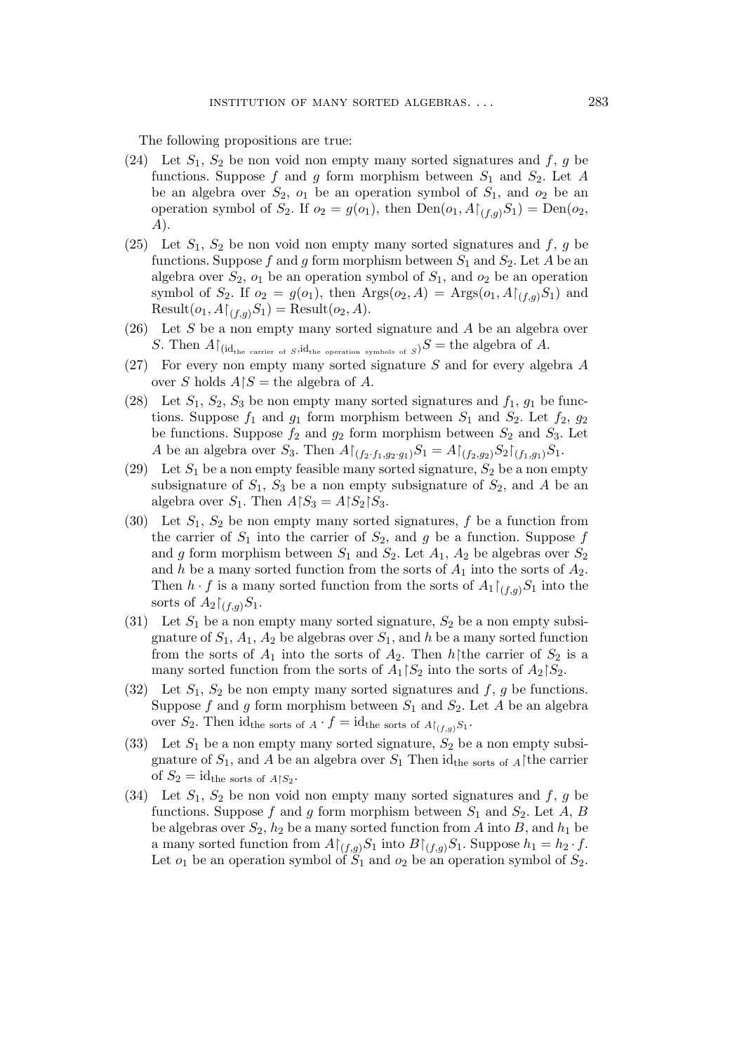The following propositions are true:

(24) Let $S_1$, $S_2$ be non void non empty many sorted signatures and $f$, $g$ be functions. Suppose $f$ and $g$ form morphism between $S_1$ and $S_2$. Let $A$ be an algebra over $S_2$, $o_1$ be an operation symbol of $S_1$, and $o_2$ be an operation symbol of $S_2$. If $o_2 = g(o_1)$, then $\mathrm{Den}(o_1, A\restriction_{(f,g)}S_1) = \mathrm{Den}(o_2, A)$.

(25) Let $S_1$, $S_2$ be non void non empty many sorted signatures and $f$, $g$ be functions. Suppose $f$ and $g$ form morphism between $S_1$ and $S_2$. Let $A$ be an algebra over $S_2$, $o_1$ be an operation symbol of $S_1$, and $o_2$ be an operation symbol of $S_2$. If $o_2 = g(o_1)$, then $\mathrm{Args}(o_2, A) = \mathrm{Args}(o_1, A\restriction_{(f,g)}S_1)$ and $\mathrm{Result}(o_1, A\restriction_{(f,g)}S_1) = \mathrm{Result}(o_2, A)$.

(26) Let $S$ be a non empty many sorted signature and $A$ be an algebra over $S$. Then $A\restriction_{(\mathrm{id}_{\text{the carrier of } S}, \mathrm{id}_{\text{the operation symbols of } S})}S =$ the algebra of $A$.

(27) For every non empty many sorted signature $S$ and for every algebra $A$ over $S$ holds $A\restriction S =$ the algebra of $A$.

(28) Let $S_1$, $S_2$, $S_3$ be non empty many sorted signatures and $f_1$, $g_1$ be functions. Suppose $f_1$ and $g_1$ form morphism between $S_1$ and $S_2$. Let $f_2$, $g_2$ be functions. Suppose $f_2$ and $g_2$ form morphism between $S_2$ and $S_3$. Let $A$ be an algebra over $S_3$. Then $A\restriction_{(f_2 \cdot f_1, g_2 \cdot g_1)}S_1 = A\restriction_{(f_2,g_2)}S_2\restriction_{(f_1,g_1)}S_1$.

(29) Let $S_1$ be a non empty feasible many sorted signature, $S_2$ be a non empty subsignature of $S_1$, $S_3$ be a non empty subsignature of $S_2$, and $A$ be an algebra over $S_1$. Then $A\restriction S_3 = A\restriction S_2\restriction S_3$.

(30) Let $S_1$, $S_2$ be non empty many sorted signatures, $f$ be a function from the carrier of $S_1$ into the carrier of $S_2$, and $g$ be a function. Suppose $f$ and $g$ form morphism between $S_1$ and $S_2$. Let $A_1$, $A_2$ be algebras over $S_2$ and $h$ be a many sorted function from the sorts of $A_1$ into the sorts of $A_2$. Then $h \cdot f$ is a many sorted function from the sorts of $A_1\restriction_{(f,g)}S_1$ into the sorts of $A_2\restriction_{(f,g)}S_1$.

(31) Let $S_1$ be a non empty many sorted signature, $S_2$ be a non empty subsignature of $S_1$, $A_1$, $A_2$ be algebras over $S_1$, and $h$ be a many sorted function from the sorts of $A_1$ into the sorts of $A_2$. Then $h\restriction$the carrier of $S_2$ is a many sorted function from the sorts of $A_1\restriction S_2$ into the sorts of $A_2\restriction S_2$.

(32) Let $S_1$, $S_2$ be non empty many sorted signatures and $f$, $g$ be functions. Suppose $f$ and $g$ form morphism between $S_1$ and $S_2$. Let $A$ be an algebra over $S_2$. Then $\mathrm{id}_{\text{the sorts of } A} \cdot f = \mathrm{id}_{\text{the sorts of } A\restriction_{(f,g)}S_1}$.

(33) Let $S_1$ be a non empty many sorted signature, $S_2$ be a non empty subsignature of $S_1$, and $A$ be an algebra over $S_1$ Then $\mathrm{id}_{\text{the sorts of } A}\restriction$the carrier of $S_2 = \mathrm{id}_{\text{the sorts of } A\restriction S_2}$.

(34) Let $S_1$, $S_2$ be non void non empty many sorted signatures and $f$, $g$ be functions. Suppose $f$ and $g$ form morphism between $S_1$ and $S_2$. Let $A$, $B$ be algebras over $S_2$, $h_2$ be a many sorted function from $A$ into $B$, and $h_1$ be a many sorted function from $A\restriction_{(f,g)}S_1$ into $B\restriction_{(f,g)}S_1$. Suppose $h_1 = h_2 \cdot f$. Let $o_1$ be an operation symbol of $S_1$ and $o_2$ be an operation symbol of $S_2$.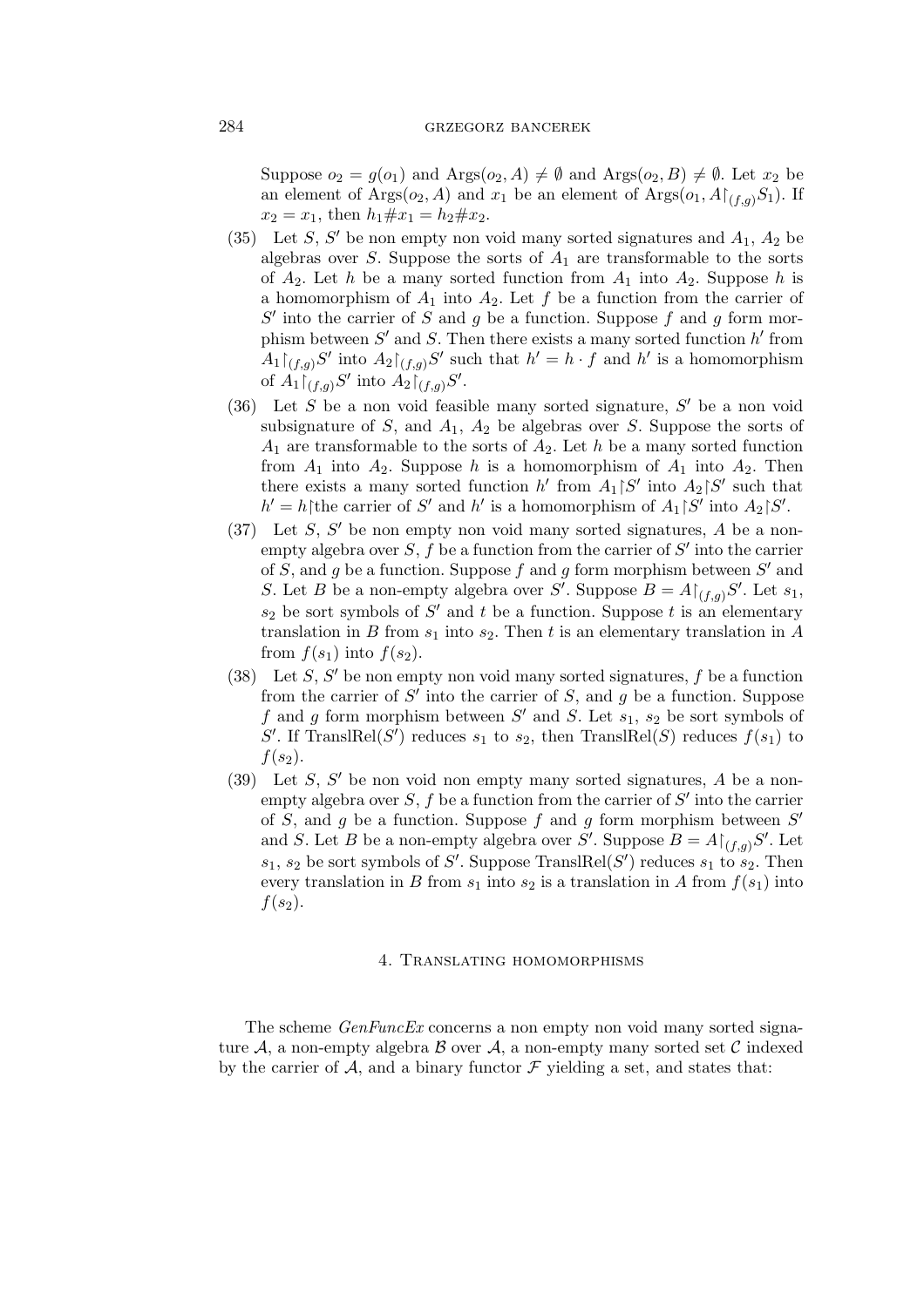Suppose $o_2 = g(o_1)$ and $\text{Args}(o_2, A) \neq \emptyset$ and $\text{Args}(o_2, B) \neq \emptyset$. Let $x_2$ be an element of $\text{Args}(o_2, A)$ and $x_1$ be an element of $\text{Args}(o_1, A{\restriction_{(f,g)}}S_1)$. If $x_2 = x_1$, then $h_1\#x_1 = h_2\#x_2$.

(35) Let $S$, $S'$ be non empty non void many sorted signatures and $A_1$, $A_2$ be algebras over $S$. Suppose the sorts of $A_1$ are transformable to the sorts of $A_2$. Let $h$ be a many sorted function from $A_1$ into $A_2$. Suppose $h$ is a homomorphism of $A_1$ into $A_2$. Let $f$ be a function from the carrier of $S'$ into the carrier of $S$ and $g$ be a function. Suppose $f$ and $g$ form morphism between $S'$ and $S$. Then there exists a many sorted function $h'$ from $A_1{\restriction_{(f,g)}}S'$ into $A_2{\restriction_{(f,g)}}S'$ such that $h' = h \cdot f$ and $h'$ is a homomorphism of $A_1{\restriction_{(f,g)}}S'$ into $A_2{\restriction_{(f,g)}}S'$.

(36) Let $S$ be a non void feasible many sorted signature, $S'$ be a non void subsignature of $S$, and $A_1$, $A_2$ be algebras over $S$. Suppose the sorts of $A_1$ are transformable to the sorts of $A_2$. Let $h$ be a many sorted function from $A_1$ into $A_2$. Suppose $h$ is a homomorphism of $A_1$ into $A_2$. Then there exists a many sorted function $h'$ from $A_1{\restriction}S'$ into $A_2{\restriction}S'$ such that $h' = h{\restriction}$the carrier of $S'$ and $h'$ is a homomorphism of $A_1{\restriction}S'$ into $A_2{\restriction}S'$.

(37) Let $S$, $S'$ be non empty non void many sorted signatures, $A$ be a non-empty algebra over $S$, $f$ be a function from the carrier of $S'$ into the carrier of $S$, and $g$ be a function. Suppose $f$ and $g$ form morphism between $S'$ and $S$. Let $B$ be a non-empty algebra over $S'$. Suppose $B = A{\restriction_{(f,g)}}S'$. Let $s_1$, $s_2$ be sort symbols of $S'$ and $t$ be a function. Suppose $t$ is an elementary translation in $B$ from $s_1$ into $s_2$. Then $t$ is an elementary translation in $A$ from $f(s_1)$ into $f(s_2)$.

(38) Let $S$, $S'$ be non empty non void many sorted signatures, $f$ be a function from the carrier of $S'$ into the carrier of $S$, and $g$ be a function. Suppose $f$ and $g$ form morphism between $S'$ and $S$. Let $s_1$, $s_2$ be sort symbols of $S'$. If $\text{TranslRel}(S')$ reduces $s_1$ to $s_2$, then $\text{TranslRel}(S)$ reduces $f(s_1)$ to $f(s_2)$.

(39) Let $S$, $S'$ be non void non empty many sorted signatures, $A$ be a non-empty algebra over $S$, $f$ be a function from the carrier of $S'$ into the carrier of $S$, and $g$ be a function. Suppose $f$ and $g$ form morphism between $S'$ and $S$. Let $B$ be a non-empty algebra over $S'$. Suppose $B = A{\restriction_{(f,g)}}S'$. Let $s_1$, $s_2$ be sort symbols of $S'$. Suppose $\text{TranslRel}(S')$ reduces $s_1$ to $s_2$. Then every translation in $B$ from $s_1$ into $s_2$ is a translation in $A$ from $f(s_1)$ into $f(s_2)$.

## 4. Translating homomorphisms

The scheme *GenFuncEx* concerns a non empty non void many sorted signature $\mathcal{A}$, a non-empty algebra $\mathcal{B}$ over $\mathcal{A}$, a non-empty many sorted set $\mathcal{C}$ indexed by the carrier of $\mathcal{A}$, and a binary functor $\mathcal{F}$ yielding a set, and states that: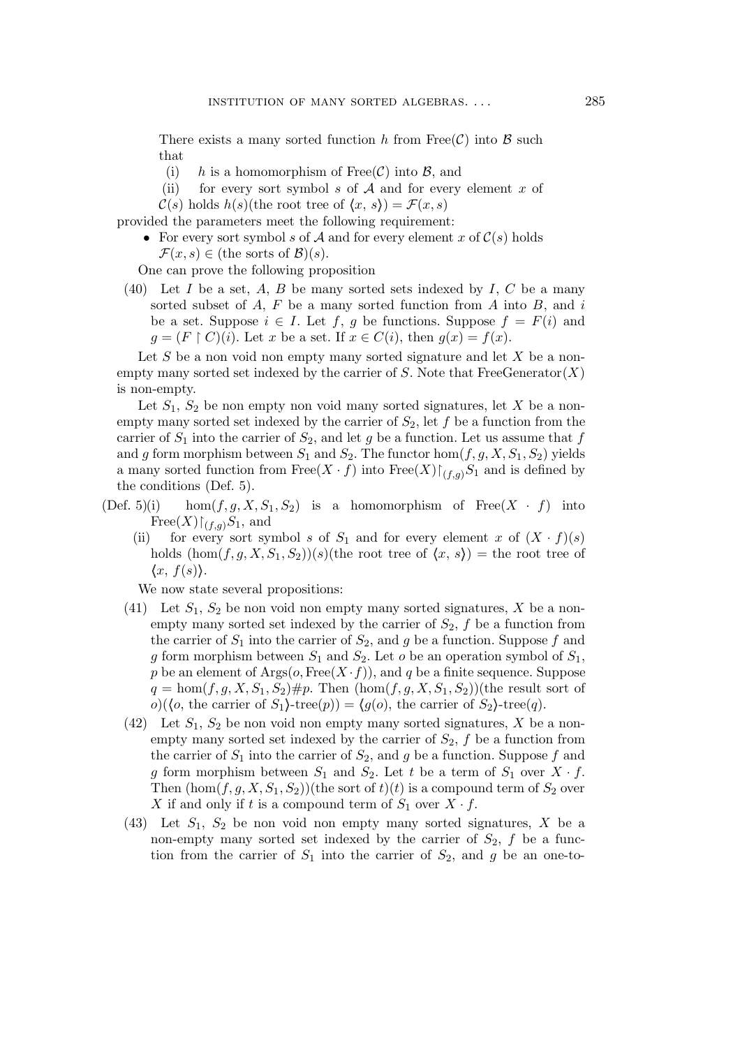There exists a many sorted function $h$ from $\mathrm{Free}(\mathcal{C})$ into $\mathcal{B}$ such that

(i) $h$ is a homomorphism of $\mathrm{Free}(\mathcal{C})$ into $\mathcal{B}$, and

(ii) for every sort symbol $s$ of $\mathcal{A}$ and for every element $x$ of $\mathcal{C}(s)$ holds $h(s)$(the root tree of $\langle x, s\rangle) = \mathcal{F}(x, s)$

provided the parameters meet the following requirement:

- For every sort symbol $s$ of $\mathcal{A}$ and for every element $x$ of $\mathcal{C}(s)$ holds $\mathcal{F}(x, s) \in$ (the sorts of $\mathcal{B})(s)$.

One can prove the following proposition

(40) Let $I$ be a set, $A$, $B$ be many sorted sets indexed by $I$, $C$ be a many sorted subset of $A$, $F$ be a many sorted function from $A$ into $B$, and $i$ be a set. Suppose $i \in I$. Let $f$, $g$ be functions. Suppose $f = F(i)$ and $g = (F \restriction C)(i)$. Let $x$ be a set. If $x \in C(i)$, then $g(x) = f(x)$.

Let $S$ be a non void non empty many sorted signature and let $X$ be a non-empty many sorted set indexed by the carrier of $S$. Note that $\mathrm{FreeGenerator}(X)$ is non-empty.

Let $S_1$, $S_2$ be non empty non void many sorted signatures, let $X$ be a non-empty many sorted set indexed by the carrier of $S_2$, let $f$ be a function from the carrier of $S_1$ into the carrier of $S_2$, and let $g$ be a function. Let us assume that $f$ and $g$ form morphism between $S_1$ and $S_2$. The functor $\mathrm{hom}(f, g, X, S_1, S_2)$ yields a many sorted function from $\mathrm{Free}(X \cdot f)$ into $\mathrm{Free}(X)\restriction_{(f,g)} S_1$ and is defined by the conditions (Def. 5).

(Def. 5)(i) $\mathrm{hom}(f, g, X, S_1, S_2)$ is a homomorphism of $\mathrm{Free}(X \cdot f)$ into $\mathrm{Free}(X)\restriction_{(f,g)} S_1$, and

(ii) for every sort symbol $s$ of $S_1$ and for every element $x$ of $(X \cdot f)(s)$ holds $(\mathrm{hom}(f, g, X, S_1, S_2))(s)$(the root tree of $\langle x, s\rangle) =$ the root tree of $\langle x, f(s)\rangle$.

We now state several propositions:

(41) Let $S_1$, $S_2$ be non void non empty many sorted signatures, $X$ be a non-empty many sorted set indexed by the carrier of $S_2$, $f$ be a function from the carrier of $S_1$ into the carrier of $S_2$, and $g$ be a function. Suppose $f$ and $g$ form morphism between $S_1$ and $S_2$. Let $o$ be an operation symbol of $S_1$, $p$ be an element of $\mathrm{Args}(o, \mathrm{Free}(X \cdot f))$, and $q$ be a finite sequence. Suppose $q = \mathrm{hom}(f, g, X, S_1, S_2)\#p$. Then $(\mathrm{hom}(f, g, X, S_1, S_2))$(the result sort of $o)(\langle o$, the carrier of $S_1\rangle$-tree$(p)) = \langle g(o)$, the carrier of $S_2\rangle$-tree$(q)$.

(42) Let $S_1$, $S_2$ be non void non empty many sorted signatures, $X$ be a non-empty many sorted set indexed by the carrier of $S_2$, $f$ be a function from the carrier of $S_1$ into the carrier of $S_2$, and $g$ be a function. Suppose $f$ and $g$ form morphism between $S_1$ and $S_2$. Let $t$ be a term of $S_1$ over $X \cdot f$. Then $(\mathrm{hom}(f, g, X, S_1, S_2))$(the sort of $t)(t)$ is a compound term of $S_2$ over $X$ if and only if $t$ is a compound term of $S_1$ over $X \cdot f$.

(43) Let $S_1$, $S_2$ be non void non empty many sorted signatures, $X$ be a non-empty many sorted set indexed by the carrier of $S_2$, $f$ be a function from the carrier of $S_1$ into the carrier of $S_2$, and $g$ be an one-to-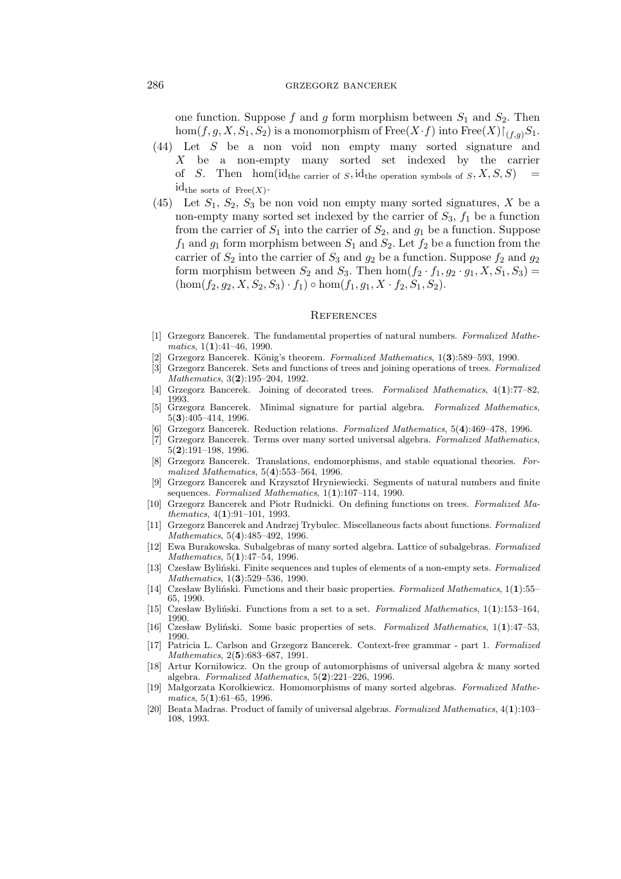one function. Suppose $f$ and $g$ form morphism between $S_1$ and $S_2$. Then $\hom(f, g, X, S_1, S_2)$ is a monomorphism of $\mathrm{Free}(X \cdot f)$ into $\mathrm{Free}(X)\restriction_{(f,g)} S_1$.

(44) Let $S$ be a non void non empty many sorted signature and $X$ be a non-empty many sorted set indexed by the carrier of $S$. Then $\hom(\mathrm{id}_{\text{the carrier of } S}, \mathrm{id}_{\text{the operation symbols of } S}, X, S, S) = \mathrm{id}_{\text{the sorts of } \mathrm{Free}(X)}$.

(45) Let $S_1$, $S_2$, $S_3$ be non void non empty many sorted signatures, $X$ be a non-empty many sorted set indexed by the carrier of $S_3$, $f_1$ be a function from the carrier of $S_1$ into the carrier of $S_2$, and $g_1$ be a function. Suppose $f_1$ and $g_1$ form morphism between $S_1$ and $S_2$. Let $f_2$ be a function from the carrier of $S_2$ into the carrier of $S_3$ and $g_2$ be a function. Suppose $f_2$ and $g_2$ form morphism between $S_2$ and $S_3$. Then $\hom(f_2 \cdot f_1, g_2 \cdot g_1, X, S_1, S_3) = (\hom(f_2, g_2, X, S_2, S_3) \cdot f_1) \circ \hom(f_1, g_1, X \cdot f_2, S_1, S_2)$.

## References

[1] Grzegorz Bancerek. The fundamental properties of natural numbers. *Formalized Mathematics*, 1(**1**):41–46, 1990.

[2] Grzegorz Bancerek. König's theorem. *Formalized Mathematics*, 1(**3**):589–593, 1990.

[3] Grzegorz Bancerek. Sets and functions of trees and joining operations of trees. *Formalized Mathematics*, 3(**2**):195–204, 1992.

[4] Grzegorz Bancerek. Joining of decorated trees. *Formalized Mathematics*, 4(**1**):77–82, 1993.

[5] Grzegorz Bancerek. Minimal signature for partial algebra. *Formalized Mathematics*, 5(**3**):405–414, 1996.

[6] Grzegorz Bancerek. Reduction relations. *Formalized Mathematics*, 5(**4**):469–478, 1996.

[7] Grzegorz Bancerek. Terms over many sorted universal algebra. *Formalized Mathematics*, 5(**2**):191–198, 1996.

[8] Grzegorz Bancerek. Translations, endomorphisms, and stable equational theories. *Formalized Mathematics*, 5(**4**):553–564, 1996.

[9] Grzegorz Bancerek and Krzysztof Hryniewiecki. Segments of natural numbers and finite sequences. *Formalized Mathematics*, 1(**1**):107–114, 1990.

[10] Grzegorz Bancerek and Piotr Rudnicki. On defining functions on trees. *Formalized Mathematics*, 4(**1**):91–101, 1993.

[11] Grzegorz Bancerek and Andrzej Trybulec. Miscellaneous facts about functions. *Formalized Mathematics*, 5(**4**):485–492, 1996.

[12] Ewa Burakowska. Subalgebras of many sorted algebra. Lattice of subalgebras. *Formalized Mathematics*, 5(**1**):47–54, 1996.

[13] Czesław Byliński. Finite sequences and tuples of elements of a non-empty sets. *Formalized Mathematics*, 1(**3**):529–536, 1990.

[14] Czesław Byliński. Functions and their basic properties. *Formalized Mathematics*, 1(**1**):55–65, 1990.

[15] Czesław Byliński. Functions from a set to a set. *Formalized Mathematics*, 1(**1**):153–164, 1990.

[16] Czesław Byliński. Some basic properties of sets. *Formalized Mathematics*, 1(**1**):47–53, 1990.

[17] Patricia L. Carlson and Grzegorz Bancerek. Context-free grammar - part 1. *Formalized Mathematics*, 2(**5**):683–687, 1991.

[18] Artur Korniłowicz. On the group of automorphisms of universal algebra & many sorted algebra. *Formalized Mathematics*, 5(**2**):221–226, 1996.

[19] Małgorzata Korolkiewicz. Homomorphisms of many sorted algebras. *Formalized Mathematics*, 5(**1**):61–65, 1996.

[20] Beata Madras. Product of family of universal algebras. *Formalized Mathematics*, 4(**1**):103–108, 1993.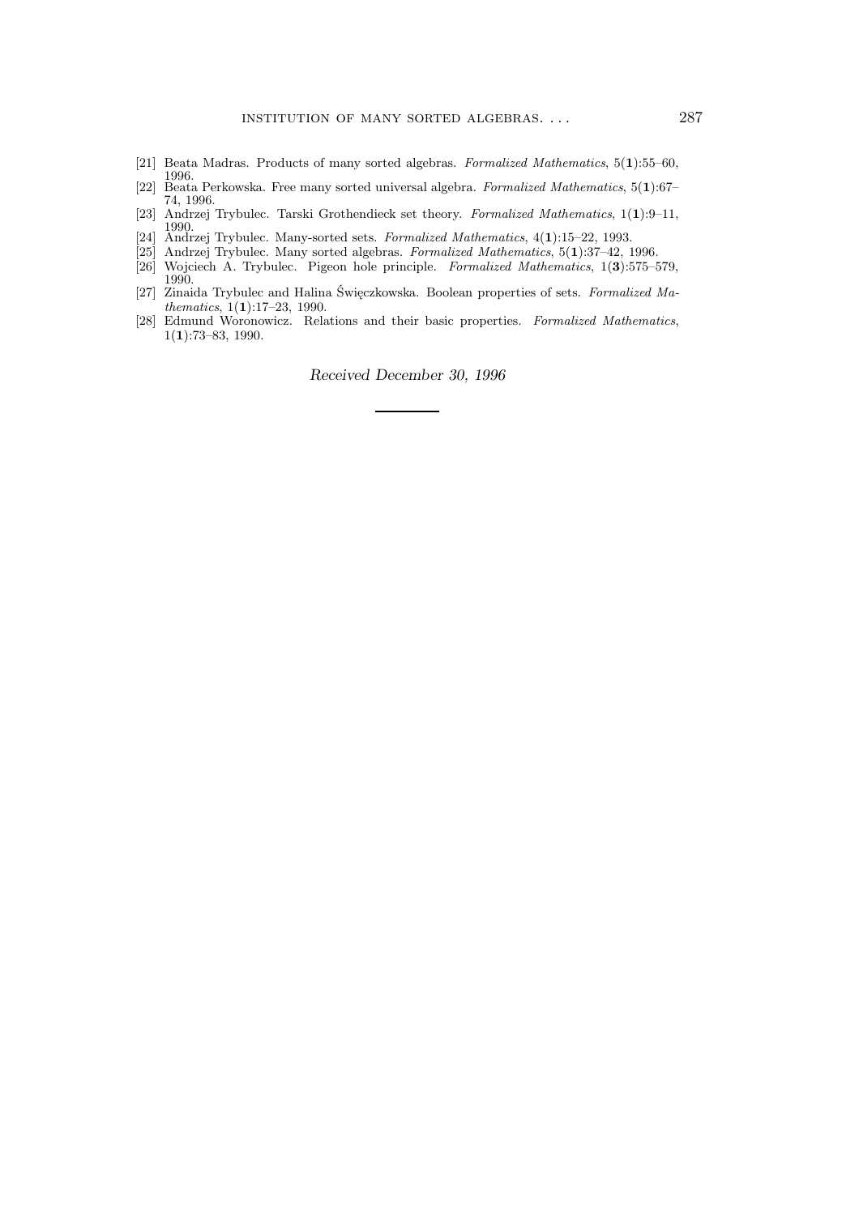[21] Beata Madras. Products of many sorted algebras. *Formalized Mathematics*, 5(**1**):55–60, 1996.

[22] Beata Perkowska. Free many sorted universal algebra. *Formalized Mathematics*, 5(**1**):67–74, 1996.

[23] Andrzej Trybulec. Tarski Grothendieck set theory. *Formalized Mathematics*, 1(**1**):9–11, 1990.

[24] Andrzej Trybulec. Many-sorted sets. *Formalized Mathematics*, 4(**1**):15–22, 1993.

[25] Andrzej Trybulec. Many sorted algebras. *Formalized Mathematics*, 5(**1**):37–42, 1996.

[26] Wojciech A. Trybulec. Pigeon hole principle. *Formalized Mathematics*, 1(**3**):575–579, 1990.

[27] Zinaida Trybulec and Halina Święczkowska. Boolean properties of sets. *Formalized Mathematics*, 1(**1**):17–23, 1990.

[28] Edmund Woronowicz. Relations and their basic properties. *Formalized Mathematics*, 1(**1**):73–83, 1990.

*Received December 30, 1996*